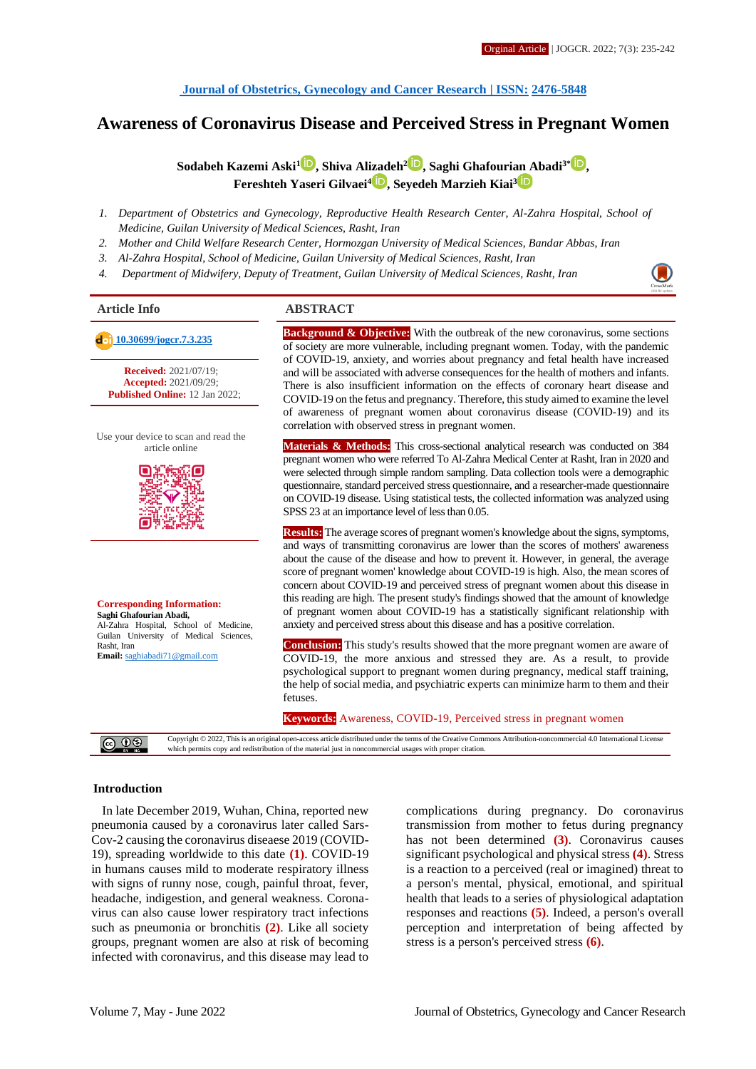Orginal Article | JOGCR. 2022; 7(3): 235-242

[Journal of Obstetrics, Gynecology and Cancer Research | ISSN: 2476-5848]

# Awareness of Coronavirus Disease and Perceived Stress in Pregnant Women

**Sodabeh Kazemi Aski[1], Shiva Alizadeh[2], Saghi Ghafourian Abadi[3*], Fereshteh Yaseri Gilvaei[4], Seyedeh Marzieh Kiai[3]**

1. *Department of Obstetrics and Gynecology, Reproductive Health Research Center, Al-Zahra Hospital, School of Medicine, Guilan University of Medical Sciences, Rasht, Iran*
2. *Mother and Child Welfare Research Center, Hormozgan University of Medical Sciences, Bandar Abbas, Iran*
3. *Al-Zahra Hospital, School of Medicine, Guilan University of Medical Sciences, Rasht, Iran*
4. *Department of Midwifery, Deputy of Treatment, Guilan University of Medical Sciences, Rasht, Iran*

## Article Info

10.30699/jogcr.7.3.235

**Received:** 2021/07/19;
**Accepted:** 2021/09/29;
**Published Online:** 12 Jan 2022;

Use your device to scan and read the article online

**Corresponding Information:**
**Saghi Ghafourian Abadi,**
Al-Zahra Hospital, School of Medicine, Guilan University of Medical Sciences, Rasht, Iran
**Email:** saghiabadi71@gmail.com

## ABSTRACT

**Background & Objective:** With the outbreak of the new coronavirus, some sections of society are more vulnerable, including pregnant women. Today, with the pandemic of COVID-19, anxiety, and worries about pregnancy and fetal health have increased and will be associated with adverse consequences for the health of mothers and infants. There is also insufficient information on the effects of coronary heart disease and COVID-19 on the fetus and pregnancy. Therefore, this study aimed to examine the level of awareness of pregnant women about coronavirus disease (COVID-19) and its correlation with observed stress in pregnant women.

**Materials & Methods:** This cross-sectional analytical research was conducted on 384 pregnant women who were referred To Al-Zahra Medical Center at Rasht, Iran in 2020 and were selected through simple random sampling. Data collection tools were a demographic questionnaire, standard perceived stress questionnaire, and a researcher-made questionnaire on COVID-19 disease. Using statistical tests, the collected information was analyzed using SPSS 23 at an importance level of less than 0.05.

**Results:** The average scores of pregnant women's knowledge about the signs, symptoms, and ways of transmitting coronavirus are lower than the scores of mothers' awareness about the cause of the disease and how to prevent it. However, in general, the average score of pregnant women' knowledge about COVID-19 is high. Also, the mean scores of concern about COVID-19 and perceived stress of pregnant women about this disease in this reading are high. The present study's findings showed that the amount of knowledge of pregnant women about COVID-19 has a statistically significant relationship with anxiety and perceived stress about this disease and has a positive correlation.

**Conclusion:** This study's results showed that the more pregnant women are aware of COVID-19, the more anxious and stressed they are. As a result, to provide psychological support to pregnant women during pregnancy, medical staff training, the help of social media, and psychiatric experts can minimize harm to them and their fetuses.

**Keywords:** Awareness, COVID-19, Perceived stress in pregnant women

Copyright © 2022, This is an original open-access article distributed under the terms of the Creative Commons Attribution-noncommercial 4.0 International License which permits copy and redistribution of the material just in noncommercial usages with proper citation.

## Introduction

In late December 2019, Wuhan, China, reported new pneumonia caused by a coronavirus later called Sars-Cov-2 causing the coronavirus diseaese 2019 (COVID-19), spreading worldwide to this date **(1)**. COVID-19 in humans causes mild to moderate respiratory illness with signs of runny nose, cough, painful throat, fever, headache, indigestion, and general weakness. Corona-virus can also cause lower respiratory tract infections such as pneumonia or bronchitis **(2)**. Like all society groups, pregnant women are also at risk of becoming infected with coronavirus, and this disease may lead to complications during pregnancy. Do coronavirus transmission from mother to fetus during pregnancy has not been determined **(3)**. Coronavirus causes significant psychological and physical stress **(4)**. Stress is a reaction to a perceived (real or imagined) threat to a person's mental, physical, emotional, and spiritual health that leads to a series of physiological adaptation responses and reactions **(5)**. Indeed, a person's overall perception and interpretation of being affected by stress is a person's perceived stress **(6)**.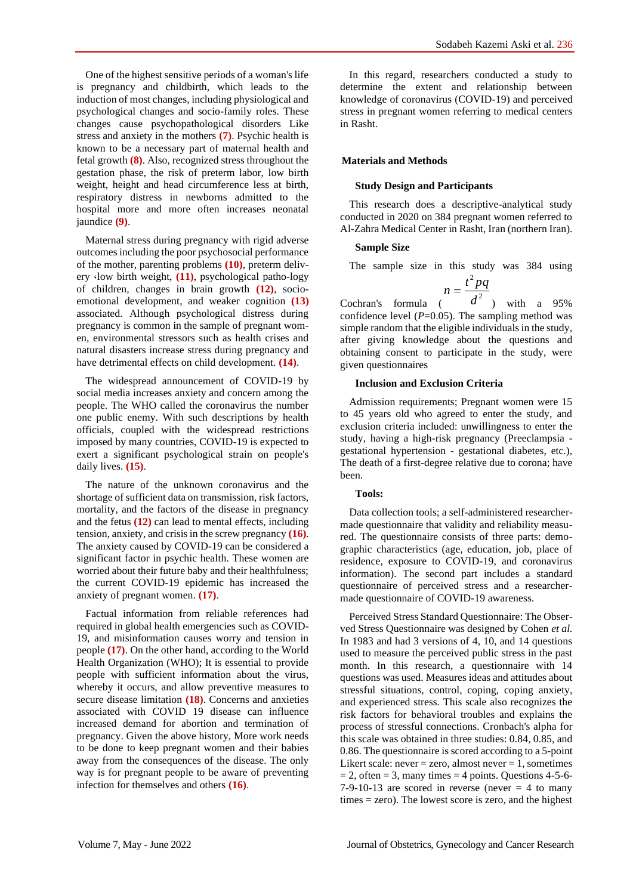One of the highest sensitive periods of a woman's life is pregnancy and childbirth, which leads to the induction of most changes, including physiological and psychological changes and socio-family roles. These changes cause psychopathological disorders Like stress and anxiety in the mothers **(7)**. Psychic health is known to be a necessary part of maternal health and fetal growth **(8)**. Also, recognized stress throughout the gestation phase, the risk of preterm labor, low birth weight, height and head circumference less at birth, respiratory distress in newborns admitted to the hospital more and more often increases neonatal jaundice **(9)**.

Maternal stress during pregnancy with rigid adverse outcomes including the poor psychosocial performance of the mother, parenting problems **(10)**, preterm delivery ،low birth weight, **(11)**, psychological patho-logy of children, changes in brain growth **(12)**, socio-emotional development, and weaker cognition **(13)** associated. Although psychological distress during pregnancy is common in the sample of pregnant women, environmental stressors such as health crises and natural disasters increase stress during pregnancy and have detrimental effects on child development. **(14)**.

The widespread announcement of COVID-19 by social media increases anxiety and concern among the people. The WHO called the coronavirus the number one public enemy. With such descriptions by health officials, coupled with the widespread restrictions imposed by many countries, COVID-19 is expected to exert a significant psychological strain on people's daily lives. **(15)**.

The nature of the unknown coronavirus and the shortage of sufficient data on transmission, risk factors, mortality, and the factors of the disease in pregnancy and the fetus **(12)** can lead to mental effects, including tension, anxiety, and crisis in the screw pregnancy **(16)**. The anxiety caused by COVID-19 can be considered a significant factor in psychic health. These women are worried about their future baby and their healthfulness; the current COVID-19 epidemic has increased the anxiety of pregnant women. **(17)**.

Factual information from reliable references had required in global health emergencies such as COVID-19, and misinformation causes worry and tension in people **(17)**. On the other hand, according to the World Health Organization (WHO); It is essential to provide people with sufficient information about the virus, whereby it occurs, and allow preventive measures to secure disease limitation **(18)**. Concerns and anxieties associated with COVID 19 disease can influence increased demand for abortion and termination of pregnancy. Given the above history, More work needs to be done to keep pregnant women and their babies away from the consequences of the disease. The only way is for pregnant people to be aware of preventing infection for themselves and others **(16)**.

In this regard, researchers conducted a study to determine the extent and relationship between knowledge of coronavirus (COVID-19) and perceived stress in pregnant women referring to medical centers in Rasht.

## Materials and Methods

### Study Design and Participants

This research does a descriptive-analytical study conducted in 2020 on 384 pregnant women referred to Al-Zahra Medical Center in Rasht, Iran (northern Iran).

### Sample Size

The sample size in this study was 384 using Cochran's formula ( $n = \frac{t^2 pq}{d^2}$ ) with a 95% confidence level ($P$=0.05). The sampling method was simple random that the eligible individuals in the study, after giving knowledge about the questions and obtaining consent to participate in the study, were given questionnaires

### Inclusion and Exclusion Criteria

Admission requirements; Pregnant women were 15 to 45 years old who agreed to enter the study, and exclusion criteria included: unwillingness to enter the study, having a high-risk pregnancy (Preeclampsia - gestational hypertension - gestational diabetes, etc.), The death of a first-degree relative due to corona; have been.

### Tools:

Data collection tools; a self-administered researcher-made questionnaire that validity and reliability measured. The questionnaire consists of three parts: demographic characteristics (age, education, job, place of residence, exposure to COVID-19, and coronavirus information). The second part includes a standard questionnaire of perceived stress and a researcher-made questionnaire of COVID-19 awareness.

Perceived Stress Standard Questionnaire: The Observed Stress Questionnaire was designed by Cohen *et al.* In 1983 and had 3 versions of 4, 10, and 14 questions used to measure the perceived public stress in the past month. In this research, a questionnaire with 14 questions was used. Measures ideas and attitudes about stressful situations, control, coping, coping anxiety, and experienced stress. This scale also recognizes the risk factors for behavioral troubles and explains the process of stressful connections. Cronbach's alpha for this scale was obtained in three studies: 0.84, 0.85, and 0.86. The questionnaire is scored according to a 5-point Likert scale: never = zero, almost never = 1, sometimes = 2, often = 3, many times = 4 points. Questions 4-5-6-7-9-10-13 are scored in reverse (never = 4 to many times = zero). The lowest score is zero, and the highest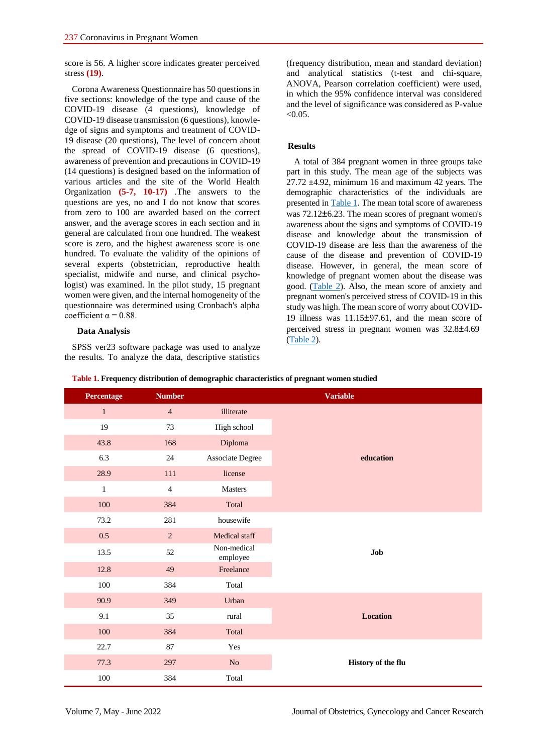score is 56. A higher score indicates greater perceived stress **(19)**.

Corona Awareness Questionnaire has 50 questions in five sections: knowledge of the type and cause of the COVID-19 disease (4 questions), knowledge of COVID-19 disease transmission (6 questions), knowledge of signs and symptoms and treatment of COVID-19 disease (20 questions), The level of concern about the spread of COVID-19 disease (6 questions), awareness of prevention and precautions in COVID-19 (14 questions) is designed based on the information of various articles and the site of the World Health Organization **(5-7, 10-17)** .The answers to the questions are yes, no and I do not know that scores from zero to 100 are awarded based on the correct answer, and the average scores in each section and in general are calculated from one hundred. The weakest score is zero, and the highest awareness score is one hundred. To evaluate the validity of the opinions of several experts (obstetrician, reproductive health specialist, midwife and nurse, and clinical psychologist) was examined. In the pilot study, 15 pregnant women were given, and the internal homogeneity of the questionnaire was determined using Cronbach's alpha coefficient $\alpha = 0.88$.

### Data Analysis

SPSS ver23 software package was used to analyze the results. To analyze the data, descriptive statistics (frequency distribution, mean and standard deviation) and analytical statistics (t-test and chi-square, ANOVA, Pearson correlation coefficient) were used, in which the 95% confidence interval was considered and the level of significance was considered as P-value <0.05.

## Results

A total of 384 pregnant women in three groups take part in this study. The mean age of the subjects was 27.72 ±4.92, minimum 16 and maximum 42 years. The demographic characteristics of the individuals are presented in Table 1. The mean total score of awareness was 72.12±6.23. The mean scores of pregnant women's awareness about the signs and symptoms of COVID-19 disease and knowledge about the transmission of COVID-19 disease are less than the awareness of the cause of the disease and prevention of COVID-19 disease. However, in general, the mean score of knowledge of pregnant women about the disease was good. (Table 2). Also, the mean score of anxiety and pregnant women's perceived stress of COVID-19 in this study was high. The mean score of worry about COVID-19 illness was 11.15±97.61, and the mean score of perceived stress in pregnant women was 32.8±4.69 (Table 2).

**Table 1. Frequency distribution of demographic characteristics of pregnant women studied**

| Percentage | Number | | Variable |
|---|---|---|---|
| 1 | 4 | illiterate | **education** |
| 19 | 73 | High school | |
| 43.8 | 168 | Diploma | |
| 6.3 | 24 | Associate Degree | |
| 28.9 | 111 | license | |
| 1 | 4 | Masters | |
| 100 | 384 | Total | |
| 73.2 | 281 | housewife | **Job** |
| 0.5 | 2 | Medical staff | |
| 13.5 | 52 | Non-medical employee | |
| 12.8 | 49 | Freelance | |
| 100 | 384 | Total | |
| 90.9 | 349 | Urban | **Location** |
| 9.1 | 35 | rural | |
| 100 | 384 | Total | |
| 22.7 | 87 | Yes | **History of the flu** |
| 77.3 | 297 | No | |
| 100 | 384 | Total | |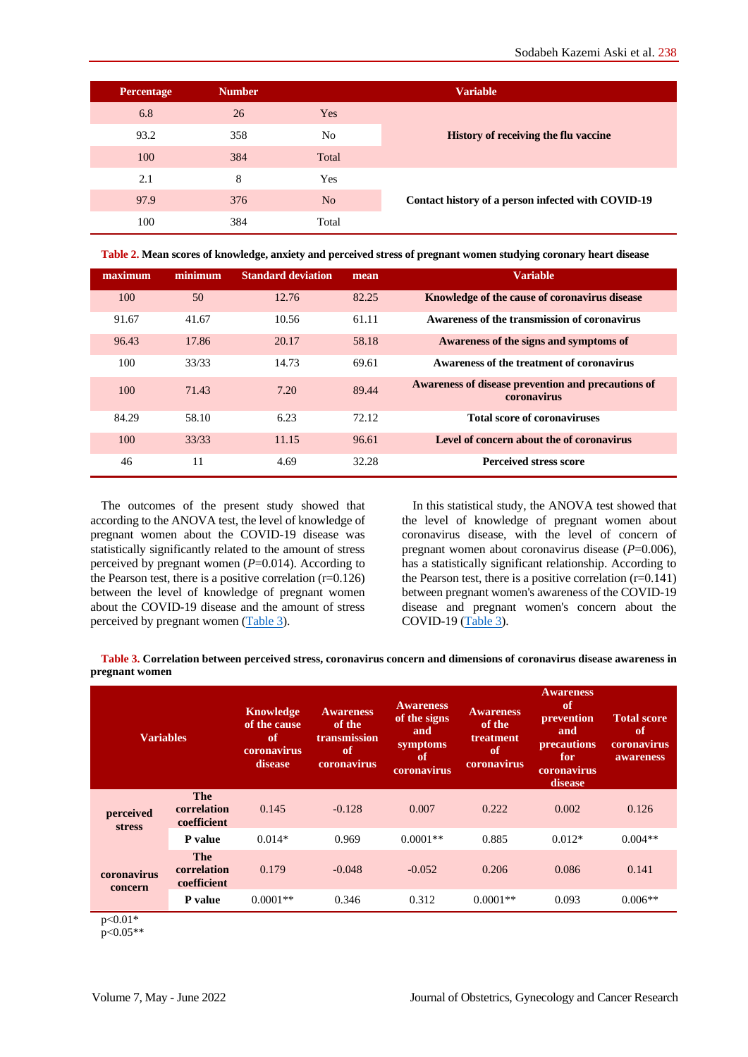| Percentage | Number | | Variable |
|---|---|---|---|
| 6.8 | 26 | Yes | History of receiving the flu vaccine |
| 93.2 | 358 | No | |
| 100 | 384 | Total | |
| 2.1 | 8 | Yes | Contact history of a person infected with COVID-19 |
| 97.9 | 376 | No | |
| 100 | 384 | Total | |

**Table 2. Mean scores of knowledge, anxiety and perceived stress of pregnant women studying coronary heart disease**

| maximum | minimum | Standard deviation | mean | Variable |
|---|---|---|---|---|
| 100 | 50 | 12.76 | 82.25 | Knowledge of the cause of coronavirus disease |
| 91.67 | 41.67 | 10.56 | 61.11 | Awareness of the transmission of coronavirus |
| 96.43 | 17.86 | 20.17 | 58.18 | Awareness of the signs and symptoms of |
| 100 | 33/33 | 14.73 | 69.61 | Awareness of the treatment of coronavirus |
| 100 | 71.43 | 7.20 | 89.44 | Awareness of disease prevention and precautions of coronavirus |
| 84.29 | 58.10 | 6.23 | 72.12 | Total score of coronaviruses |
| 100 | 33/33 | 11.15 | 96.61 | Level of concern about the of coronavirus |
| 46 | 11 | 4.69 | 32.28 | Perceived stress score |

The outcomes of the present study showed that according to the ANOVA test, the level of knowledge of pregnant women about the COVID-19 disease was statistically significantly related to the amount of stress perceived by pregnant women ($P$=0.014). According to the Pearson test, there is a positive correlation (r=0.126) between the level of knowledge of pregnant women about the COVID-19 disease and the amount of stress perceived by pregnant women (Table 3).

In this statistical study, the ANOVA test showed that the level of knowledge of pregnant women about coronavirus disease, with the level of concern of pregnant women about coronavirus disease ($P$=0.006), has a statistically significant relationship. According to the Pearson test, there is a positive correlation (r=0.141) between pregnant women's awareness of the COVID-19 disease and pregnant women's concern about the COVID-19 (Table 3).

**Table 3. Correlation between perceived stress, coronavirus concern and dimensions of coronavirus disease awareness in pregnant women**

| Variables | | Knowledge of the cause of coronavirus disease | Awareness of the transmission of coronavirus | Awareness of the signs and symptoms of coronavirus | Awareness of the treatment of coronavirus | Awareness of prevention and precautions for coronavirus disease | Total score of coronavirus awareness |
|---|---|---|---|---|---|---|---|
| perceived stress | The correlation coefficient | 0.145 | -0.128 | 0.007 | 0.222 | 0.002 | 0.126 |
| | P value | 0.014* | 0.969 | 0.0001** | 0.885 | 0.012* | 0.004** |
| coronavirus concern | The correlation coefficient | 0.179 | -0.048 | -0.052 | 0.206 | 0.086 | 0.141 |
| | P value | 0.0001** | 0.346 | 0.312 | 0.0001** | 0.093 | 0.006** |

p<0.01*
p<0.05**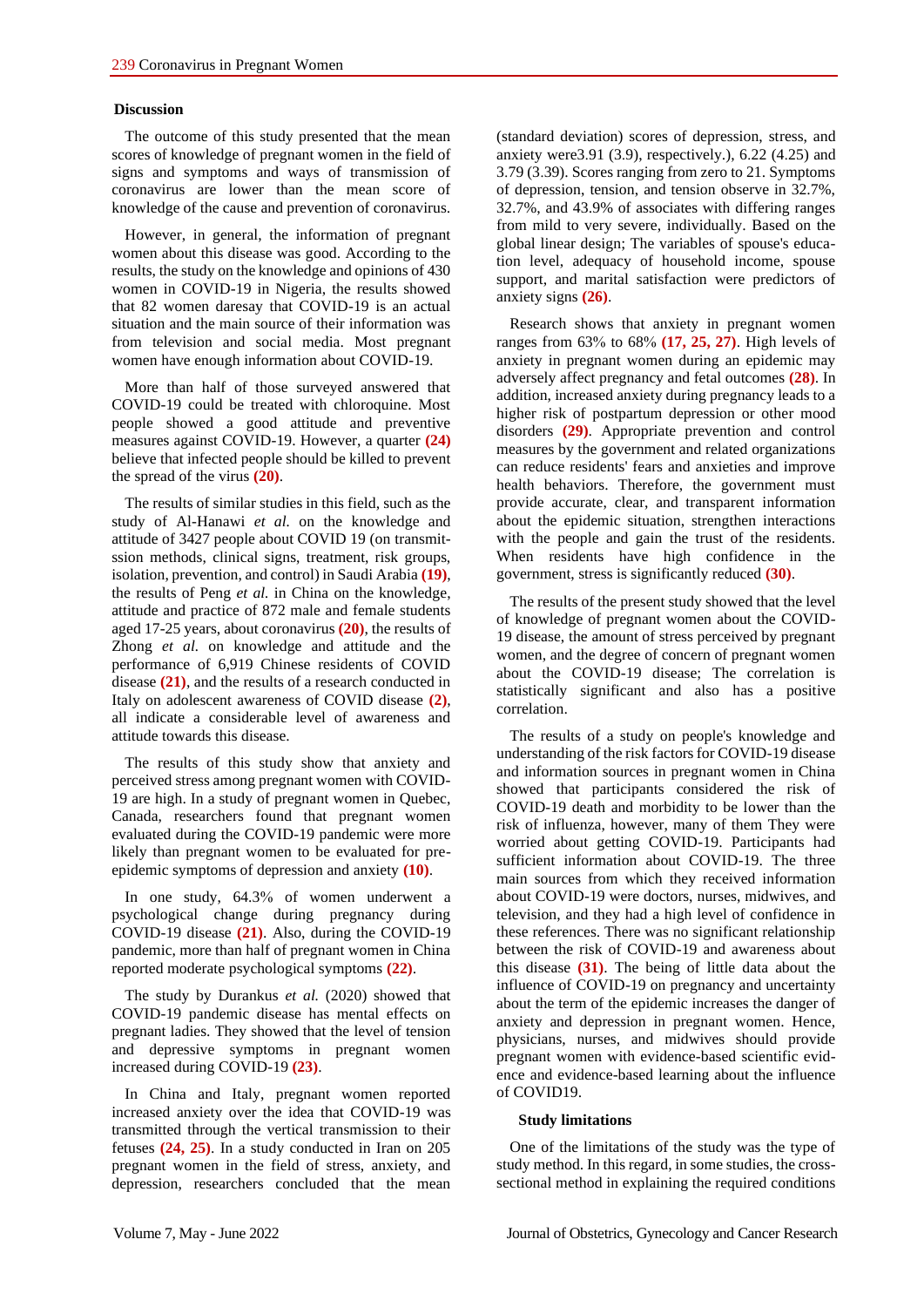### Discussion

The outcome of this study presented that the mean scores of knowledge of pregnant women in the field of signs and symptoms and ways of transmission of coronavirus are lower than the mean score of knowledge of the cause and prevention of coronavirus.

However, in general, the information of pregnant women about this disease was good. According to the results, the study on the knowledge and opinions of 430 women in COVID-19 in Nigeria, the results showed that 82 women daresay that COVID-19 is an actual situation and the main source of their information was from television and social media. Most pregnant women have enough information about COVID-19.

More than half of those surveyed answered that COVID-19 could be treated with chloroquine. Most people showed a good attitude and preventive measures against COVID-19. However, a quarter **(24)** believe that infected people should be killed to prevent the spread of the virus **(20)**.

The results of similar studies in this field, such as the study of Al-Hanawi *et al.* on the knowledge and attitude of 3427 people about COVID 19 (on transmitssion methods, clinical signs, treatment, risk groups, isolation, prevention, and control) in Saudi Arabia **(19)**, the results of Peng *et al.* in China on the knowledge, attitude and practice of 872 male and female students aged 17-25 years, about coronavirus **(20)**, the results of Zhong *et al.* on knowledge and attitude and the performance of 6,919 Chinese residents of COVID disease **(21)**, and the results of a research conducted in Italy on adolescent awareness of COVID disease **(2)**, all indicate a considerable level of awareness and attitude towards this disease.

The results of this study show that anxiety and perceived stress among pregnant women with COVID-19 are high. In a study of pregnant women in Quebec, Canada, researchers found that pregnant women evaluated during the COVID-19 pandemic were more likely than pregnant women to be evaluated for pre-epidemic symptoms of depression and anxiety **(10)**.

In one study, 64.3% of women underwent a psychological change during pregnancy during COVID-19 disease **(21)**. Also, during the COVID-19 pandemic, more than half of pregnant women in China reported moderate psychological symptoms **(22)**.

The study by Durankus *et al.* (2020) showed that COVID-19 pandemic disease has mental effects on pregnant ladies. They showed that the level of tension and depressive symptoms in pregnant women increased during COVID-19 **(23)**.

In China and Italy, pregnant women reported increased anxiety over the idea that COVID-19 was transmitted through the vertical transmission to their fetuses **(24, 25)**. In a study conducted in Iran on 205 pregnant women in the field of stress, anxiety, and depression, researchers concluded that the mean (standard deviation) scores of depression, stress, and anxiety were3.91 (3.9), respectively.), 6.22 (4.25) and 3.79 (3.39). Scores ranging from zero to 21. Symptoms of depression, tension, and tension observe in 32.7%, 32.7%, and 43.9% of associates with differing ranges from mild to very severe, individually. Based on the global linear design; The variables of spouse's education level, adequacy of household income, spouse support, and marital satisfaction were predictors of anxiety signs **(26)**.

Research shows that anxiety in pregnant women ranges from 63% to 68% **(17, 25, 27)**. High levels of anxiety in pregnant women during an epidemic may adversely affect pregnancy and fetal outcomes **(28)**. In addition, increased anxiety during pregnancy leads to a higher risk of postpartum depression or other mood disorders **(29)**. Appropriate prevention and control measures by the government and related organizations can reduce residents' fears and anxieties and improve health behaviors. Therefore, the government must provide accurate, clear, and transparent information about the epidemic situation, strengthen interactions with the people and gain the trust of the residents. When residents have high confidence in the government, stress is significantly reduced **(30)**.

The results of the present study showed that the level of knowledge of pregnant women about the COVID-19 disease, the amount of stress perceived by pregnant women, and the degree of concern of pregnant women about the COVID-19 disease; The correlation is statistically significant and also has a positive correlation.

The results of a study on people's knowledge and understanding of the risk factors for COVID-19 disease and information sources in pregnant women in China showed that participants considered the risk of COVID-19 death and morbidity to be lower than the risk of influenza, however, many of them They were worried about getting COVID-19. Participants had sufficient information about COVID-19. The three main sources from which they received information about COVID-19 were doctors, nurses, midwives, and television, and they had a high level of confidence in these references. There was no significant relationship between the risk of COVID-19 and awareness about this disease **(31)**. The being of little data about the influence of COVID-19 on pregnancy and uncertainty about the term of the epidemic increases the danger of anxiety and depression in pregnant women. Hence, physicians, nurses, and midwives should provide pregnant women with evidence-based scientific evidence and evidence-based learning about the influence of COVID19.

#### Study limitations

One of the limitations of the study was the type of study method. In this regard, in some studies, the cross-sectional method in explaining the required conditions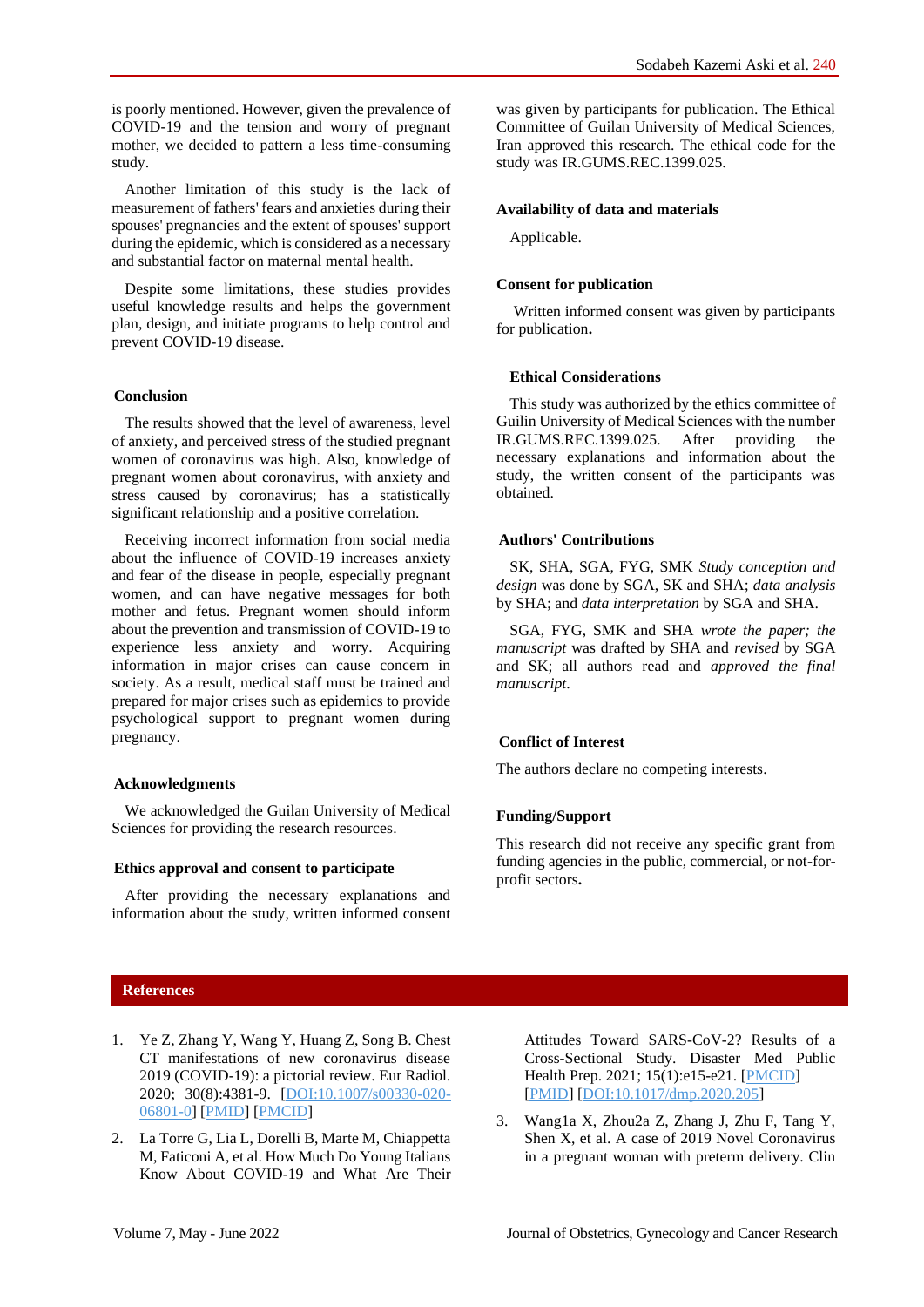is poorly mentioned. However, given the prevalence of COVID-19 and the tension and worry of pregnant mother, we decided to pattern a less time-consuming study.

Another limitation of this study is the lack of measurement of fathers' fears and anxieties during their spouses' pregnancies and the extent of spouses' support during the epidemic, which is considered as a necessary and substantial factor on maternal mental health.

Despite some limitations, these studies provides useful knowledge results and helps the government plan, design, and initiate programs to help control and prevent COVID-19 disease.

## Conclusion

The results showed that the level of awareness, level of anxiety, and perceived stress of the studied pregnant women of coronavirus was high. Also, knowledge of pregnant women about coronavirus, with anxiety and stress caused by coronavirus; has a statistically significant relationship and a positive correlation.

Receiving incorrect information from social media about the influence of COVID-19 increases anxiety and fear of the disease in people, especially pregnant women, and can have negative messages for both mother and fetus. Pregnant women should inform about the prevention and transmission of COVID-19 to experience less anxiety and worry. Acquiring information in major crises can cause concern in society. As a result, medical staff must be trained and prepared for major crises such as epidemics to provide psychological support to pregnant women during pregnancy.

## Acknowledgments

We acknowledged the Guilan University of Medical Sciences for providing the research resources.

## Ethics approval and consent to participate

After providing the necessary explanations and information about the study, written informed consent was given by participants for publication. The Ethical Committee of Guilan University of Medical Sciences, Iran approved this research. The ethical code for the study was IR.GUMS.REC.1399.025.

## Availability of data and materials

Applicable.

## Consent for publication

Written informed consent was given by participants for publication**.**

## Ethical Considerations

This study was authorized by the ethics committee of Guilin University of Medical Sciences with the number IR.GUMS.REC.1399.025. After providing the necessary explanations and information about the study, the written consent of the participants was obtained.

## Authors' Contributions

SK, SHA, SGA, FYG, SMK *Study conception and design* was done by SGA, SK and SHA; *data analysis* by SHA; and *data interpretation* by SGA and SHA.

SGA, FYG, SMK and SHA *wrote the paper; the manuscript* was drafted by SHA and *revised* by SGA and SK; all authors read and *approved the final manuscript*.

## Conflict of Interest

The authors declare no competing interests.

## Funding/Support

This research did not receive any specific grant from funding agencies in the public, commercial, or not-for-profit sectors**.**

## References

1. Ye Z, Zhang Y, Wang Y, Huang Z, Song B. Chest CT manifestations of new coronavirus disease 2019 (COVID-19): a pictorial review. Eur Radiol. 2020; 30(8):4381-9. [DOI:10.1007/s00330-020-06801-0] [PMID] [PMCID]
2. La Torre G, Lia L, Dorelli B, Marte M, Chiappetta M, Faticoni A, et al. How Much Do Young Italians Know About COVID-19 and What Are Their Attitudes Toward SARS-CoV-2? Results of a Cross-Sectional Study. Disaster Med Public Health Prep. 2021; 15(1):e15-e21. [PMCID] [PMID] [DOI:10.1017/dmp.2020.205]
3. Wang1a X, Zhou2a Z, Zhang J, Zhu F, Tang Y, Shen X, et al. A case of 2019 Novel Coronavirus in a pregnant woman with preterm delivery. Clin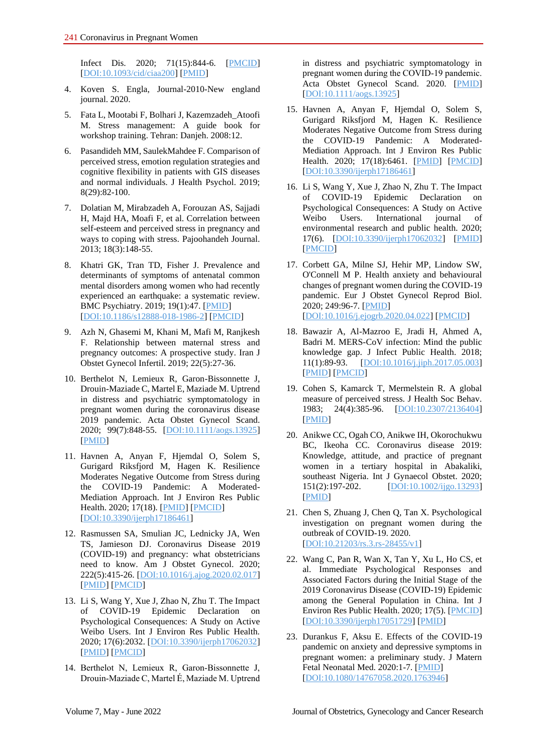Infect Dis. 2020; 71(15):844-6. [PMCID] [DOI:10.1093/cid/ciaa200] [PMID]

4. Koven S. Engla, Journal-2010-New england journal. 2020.

5. Fata L, Mootabi F, Bolhari J, Kazemzadeh_Atoofi M. Stress management: A guide book for workshop training. Tehran: Danjeh. 2008:12.

6. Pasandideh MM, SaulekMahdee F. Comparison of perceived stress, emotion regulation strategies and cognitive flexibility in patients with GIS diseases and normal individuals. J Health Psychol. 2019; 8(29):82-100.

7. Dolatian M, Mirabzadeh A, Forouzan AS, Sajjadi H, Majd HA, Moafi F, et al. Correlation between self-esteem and perceived stress in pregnancy and ways to coping with stress. Pajoohandeh Journal. 2013; 18(3):148-55.

8. Khatri GK, Tran TD, Fisher J. Prevalence and determinants of symptoms of antenatal common mental disorders among women who had recently experienced an earthquake: a systematic review. BMC Psychiatry. 2019; 19(1):47. [PMID] [DOI:10.1186/s12888-018-1986-2] [PMCID]

9. Azh N, Ghasemi M, Khani M, Mafi M, Ranjkesh F. Relationship between maternal stress and pregnancy outcomes: A prospective study. Iran J Obstet Gynecol Infertil. 2019; 22(5):27-36.

10. Berthelot N, Lemieux R, Garon-Bissonnette J, Drouin-Maziade C, Martel E, Maziade M. Uptrend in distress and psychiatric symptomatology in pregnant women during the coronavirus disease 2019 pandemic. Acta Obstet Gynecol Scand. 2020; 99(7):848-55. [DOI:10.1111/aogs.13925] [PMID]

11. Havnen A, Anyan F, Hjemdal O, Solem S, Gurigard Riksfjord M, Hagen K. Resilience Moderates Negative Outcome from Stress during the COVID-19 Pandemic: A Moderated-Mediation Approach. Int J Environ Res Public Health. 2020; 17(18). [PMID] [PMCID] [DOI:10.3390/ijerph17186461]

12. Rasmussen SA, Smulian JC, Lednicky JA, Wen TS, Jamieson DJ. Coronavirus Disease 2019 (COVID-19) and pregnancy: what obstetricians need to know. Am J Obstet Gynecol. 2020; 222(5):415-26. [DOI:10.1016/j.ajog.2020.02.017] [PMID] [PMCID]

13. Li S, Wang Y, Xue J, Zhao N, Zhu T. The Impact of COVID-19 Epidemic Declaration on Psychological Consequences: A Study on Active Weibo Users. Int J Environ Res Public Health. 2020; 17(6):2032. [DOI:10.3390/ijerph17062032] [PMID] [PMCID]

14. Berthelot N, Lemieux R, Garon-Bissonnette J, Drouin-Maziade C, Martel É, Maziade M. Uptrend in distress and psychiatric symptomatology in pregnant women during the COVID-19 pandemic. Acta Obstet Gynecol Scand. 2020. [PMID] [DOI:10.1111/aogs.13925]

15. Havnen A, Anyan F, Hjemdal O, Solem S, Gurigard Riksfjord M, Hagen K. Resilience Moderates Negative Outcome from Stress during the COVID-19 Pandemic: A Moderated-Mediation Approach. Int J Environ Res Public Health. 2020; 17(18):6461. [PMID] [PMCID] [DOI:10.3390/ijerph17186461]

16. Li S, Wang Y, Xue J, Zhao N, Zhu T. The Impact of COVID-19 Epidemic Declaration on Psychological Consequences: A Study on Active Weibo Users. International journal of environmental research and public health. 2020; 17(6). [DOI:10.3390/ijerph17062032] [PMID] [PMCID]

17. Corbett GA, Milne SJ, Hehir MP, Lindow SW, O'Connell M P. Health anxiety and behavioural changes of pregnant women during the COVID-19 pandemic. Eur J Obstet Gynecol Reprod Biol. 2020; 249:96-7. [PMID] [DOI:10.1016/j.ejogrb.2020.04.022] [PMCID]

18. Bawazir A, Al-Mazroo E, Jradi H, Ahmed A, Badri M. MERS-CoV infection: Mind the public knowledge gap. J Infect Public Health. 2018; 11(1):89-93. [DOI:10.1016/j.jiph.2017.05.003] [PMID] [PMCID]

19. Cohen S, Kamarck T, Mermelstein R. A global measure of perceived stress. J Health Soc Behav. 1983; 24(4):385-96. [DOI:10.2307/2136404] [PMID]

20. Anikwe CC, Ogah CO, Anikwe IH, Okorochukwu BC, Ikeoha CC. Coronavirus disease 2019: Knowledge, attitude, and practice of pregnant women in a tertiary hospital in Abakaliki, southeast Nigeria. Int J Gynaecol Obstet. 2020; 151(2):197-202. [DOI:10.1002/ijgo.13293] [PMID]

21. Chen S, Zhuang J, Chen Q, Tan X. Psychological investigation on pregnant women during the outbreak of COVID-19. 2020. [DOI:10.21203/rs.3.rs-28455/v1]

22. Wang C, Pan R, Wan X, Tan Y, Xu L, Ho CS, et al. Immediate Psychological Responses and Associated Factors during the Initial Stage of the 2019 Coronavirus Disease (COVID-19) Epidemic among the General Population in China. Int J Environ Res Public Health. 2020; 17(5). [PMCID] [DOI:10.3390/ijerph17051729] [PMID]

23. Durankus F, Aksu E. Effects of the COVID-19 pandemic on anxiety and depressive symptoms in pregnant women: a preliminary study. J Matern Fetal Neonatal Med. 2020:1-7. [PMID] [DOI:10.1080/14767058.2020.1763946]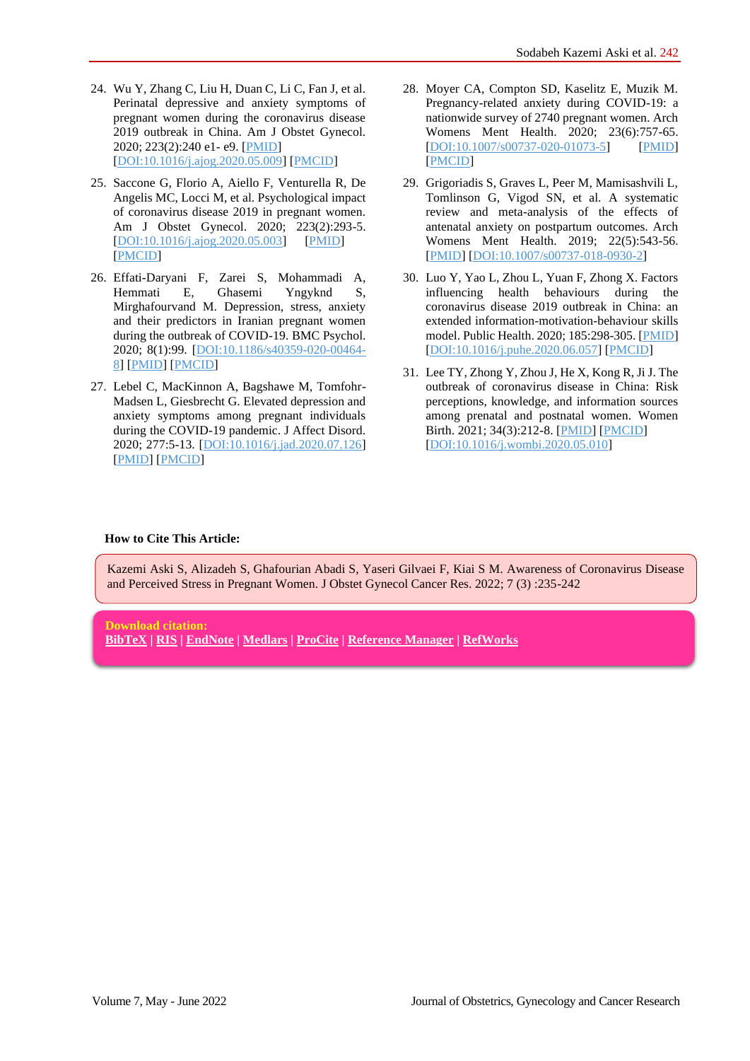24. Wu Y, Zhang C, Liu H, Duan C, Li C, Fan J, et al. Perinatal depressive and anxiety symptoms of pregnant women during the coronavirus disease 2019 outbreak in China. Am J Obstet Gynecol. 2020; 223(2):240 e1- e9. [PMID] [DOI:10.1016/j.ajog.2020.05.009] [PMCID]

25. Saccone G, Florio A, Aiello F, Venturella R, De Angelis MC, Locci M, et al. Psychological impact of coronavirus disease 2019 in pregnant women. Am J Obstet Gynecol. 2020; 223(2):293-5. [DOI:10.1016/j.ajog.2020.05.003] [PMID] [PMCID]

26. Effati-Daryani F, Zarei S, Mohammadi A, Hemmati E, Ghasemi Yngyknd S, Mirghafourvand M. Depression, stress, anxiety and their predictors in Iranian pregnant women during the outbreak of COVID-19. BMC Psychol. 2020; 8(1):99. [DOI:10.1186/s40359-020-00464-8] [PMID] [PMCID]

27. Lebel C, MacKinnon A, Bagshawe M, Tomfohr-Madsen L, Giesbrecht G. Elevated depression and anxiety symptoms among pregnant individuals during the COVID-19 pandemic. J Affect Disord. 2020; 277:5-13. [DOI:10.1016/j.jad.2020.07.126] [PMID] [PMCID]

28. Moyer CA, Compton SD, Kaselitz E, Muzik M. Pregnancy-related anxiety during COVID-19: a nationwide survey of 2740 pregnant women. Arch Womens Ment Health. 2020; 23(6):757-65. [DOI:10.1007/s00737-020-01073-5] [PMID] [PMCID]

29. Grigoriadis S, Graves L, Peer M, Mamisashvili L, Tomlinson G, Vigod SN, et al. A systematic review and meta-analysis of the effects of antenatal anxiety on postpartum outcomes. Arch Womens Ment Health. 2019; 22(5):543-56. [PMID] [DOI:10.1007/s00737-018-0930-2]

30. Luo Y, Yao L, Zhou L, Yuan F, Zhong X. Factors influencing health behaviours during the coronavirus disease 2019 outbreak in China: an extended information-motivation-behaviour skills model. Public Health. 2020; 185:298-305. [PMID] [DOI:10.1016/j.puhe.2020.06.057] [PMCID]

31. Lee TY, Zhong Y, Zhou J, He X, Kong R, Ji J. The outbreak of coronavirus disease in China: Risk perceptions, knowledge, and information sources among prenatal and postnatal women. Women Birth. 2021; 34(3):212-8. [PMID] [PMCID] [DOI:10.1016/j.wombi.2020.05.010]

**How to Cite This Article:**

Kazemi Aski S, Alizadeh S, Ghafourian Abadi S, Yaseri Gilvaei F, Kiai S M. Awareness of Coronavirus Disease and Perceived Stress in Pregnant Women. J Obstet Gynecol Cancer Res. 2022; 7 (3) :235-242

**Download citation:**
**BibTeX | RIS | EndNote | Medlars | ProCite | Reference Manager | RefWorks**